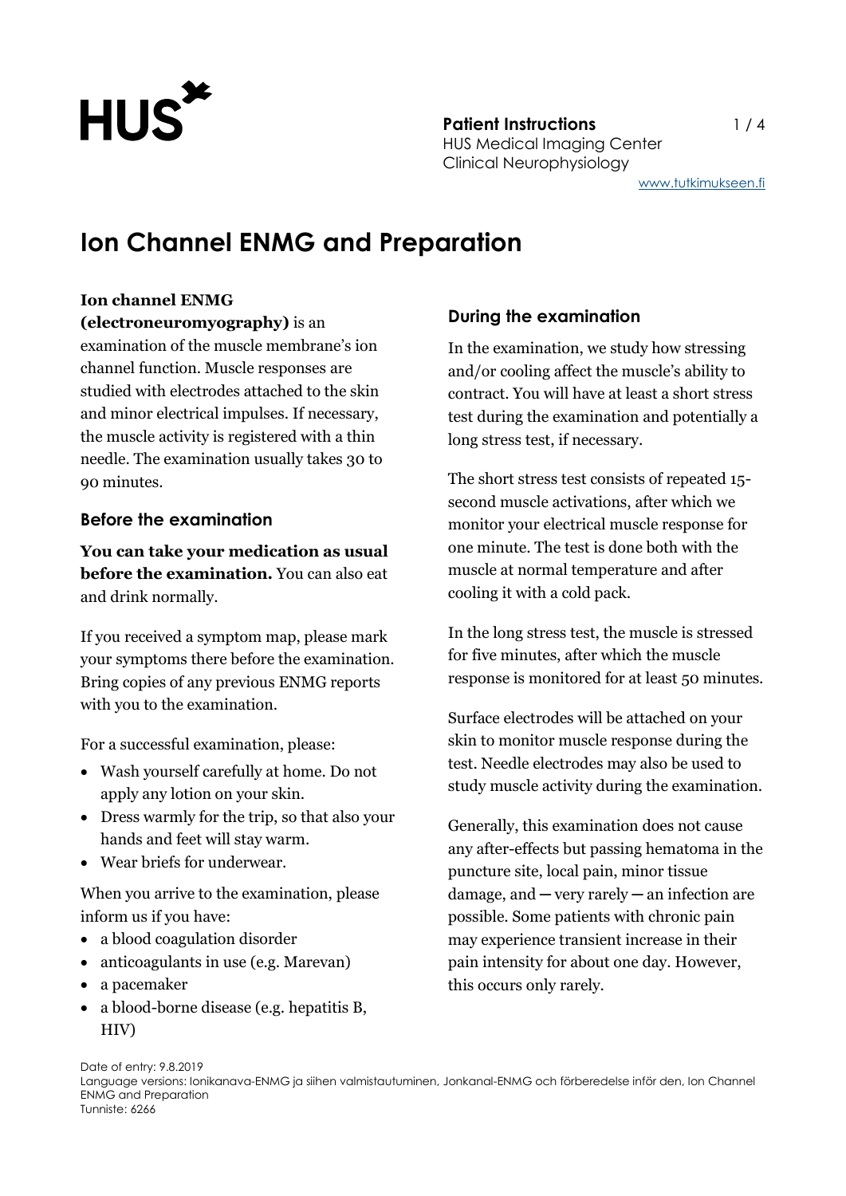# Ion Channel ENMG and Preparation

**Ion channel ENMG (electroneuromyography)** is an examination of the muscle membrane's ion channel function. Muscle responses are studied with electrodes attached to the skin and minor electrical impulses. If necessary, the muscle activity is registered with a thin needle. The examination usually takes 30 to 90 minutes.

## Before the examination

**You can take your medication as usual before the examination.** You can also eat and drink normally.

If you received a symptom map, please mark your symptoms there before the examination. Bring copies of any previous ENMG reports with you to the examination.

For a successful examination, please:

- Wash yourself carefully at home. Do not apply any lotion on your skin.
- Dress warmly for the trip, so that also your hands and feet will stay warm.
- Wear briefs for underwear.

When you arrive to the examination, please inform us if you have:

- a blood coagulation disorder
- anticoagulants in use (e.g. Marevan)
- a pacemaker
- a blood-borne disease (e.g. hepatitis B, HIV)

## During the examination

In the examination, we study how stressing and/or cooling affect the muscle's ability to contract. You will have at least a short stress test during the examination and potentially a long stress test, if necessary.

The short stress test consists of repeated 15-second muscle activations, after which we monitor your electrical muscle response for one minute. The test is done both with the muscle at normal temperature and after cooling it with a cold pack.

In the long stress test, the muscle is stressed for five minutes, after which the muscle response is monitored for at least 50 minutes.

Surface electrodes will be attached on your skin to monitor muscle response during the test. Needle electrodes may also be used to study muscle activity during the examination.

Generally, this examination does not cause any after-effects but passing hematoma in the puncture site, local pain, minor tissue damage, and — very rarely — an infection are possible. Some patients with chronic pain may experience transient increase in their pain intensity for about one day. However, this occurs only rarely.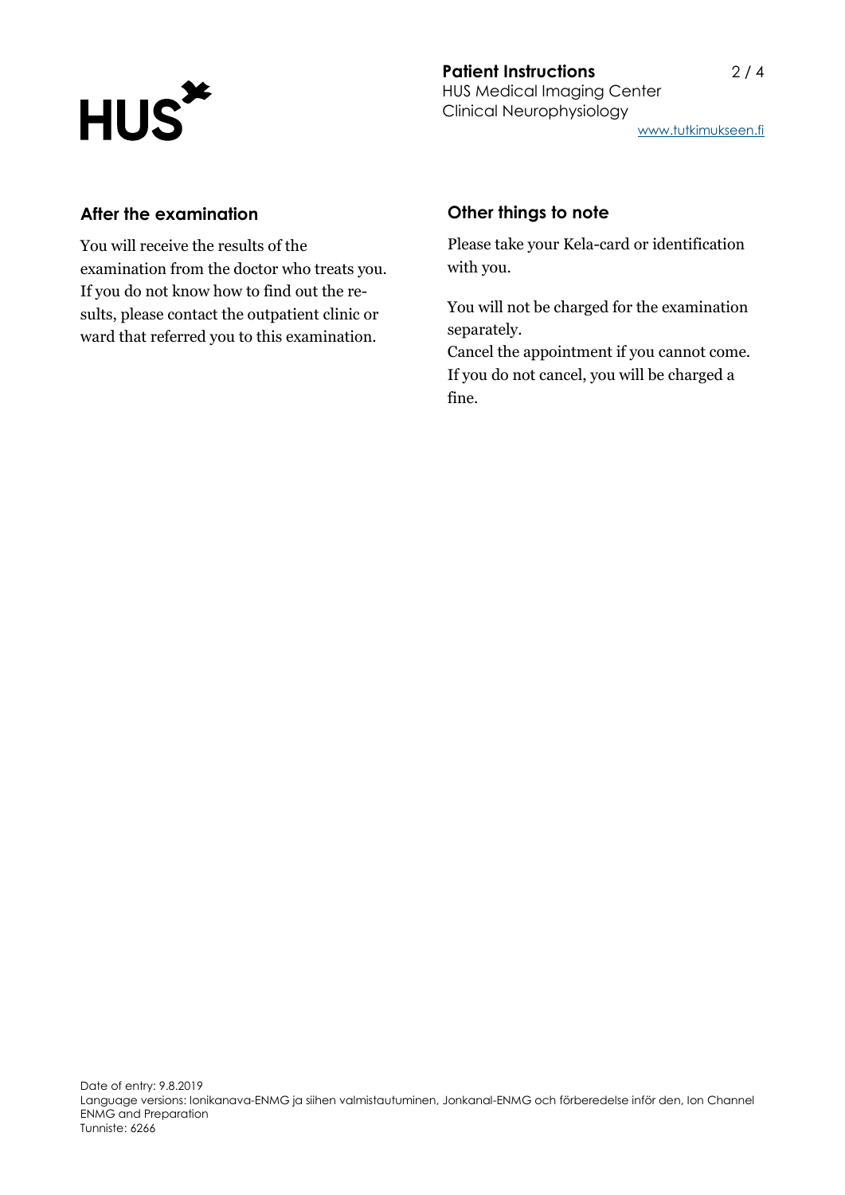## After the examination

You will receive the results of the examination from the doctor who treats you. If you do not know how to find out the results, please contact the outpatient clinic or ward that referred you to this examination.

## Other things to note

Please take your Kela-card or identification with you.

You will not be charged for the examination separately.
Cancel the appointment if you cannot come. If you do not cancel, you will be charged a fine.

Date of entry: 9.8.2019
Language versions: Ionikanava-ENMG ja siihen valmistautuminen, Jonkanal-ENMG och förberedelse inför den, Ion Channel ENMG and Preparation
Tunniste: 6266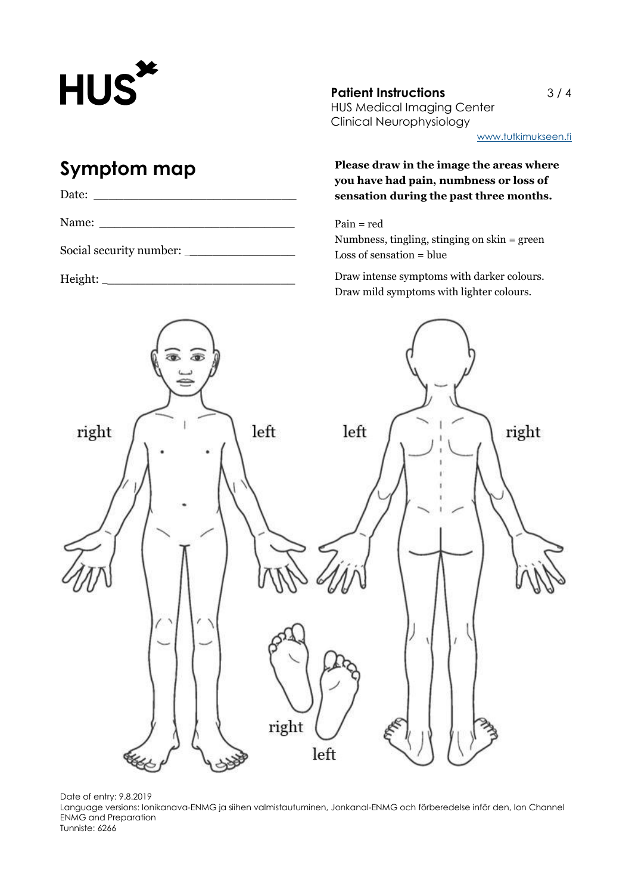**Patient Instructions**
HUS Medical Imaging Center
Clinical Neurophysiology

www.tutkimukseen.fi

# Symptom map

Date: ______________________________

Name: ______________________________

Social security number: _______________

Height: _____________________________

**Please draw in the image the areas where you have had pain, numbness or loss of sensation during the past three months.**

Pain = red
Numbness, tingling, stinging on skin = green
Loss of sensation = blue

Draw intense symptoms with darker colours.
Draw mild symptoms with lighter colours.

right left left right

right left

Date of entry: 9.8.2019
Language versions: Ionikanava-ENMG ja siihen valmistautuminen, Jonkanal-ENMG och förberedelse inför den, Ion Channel ENMG and Preparation
Tunniste: 6266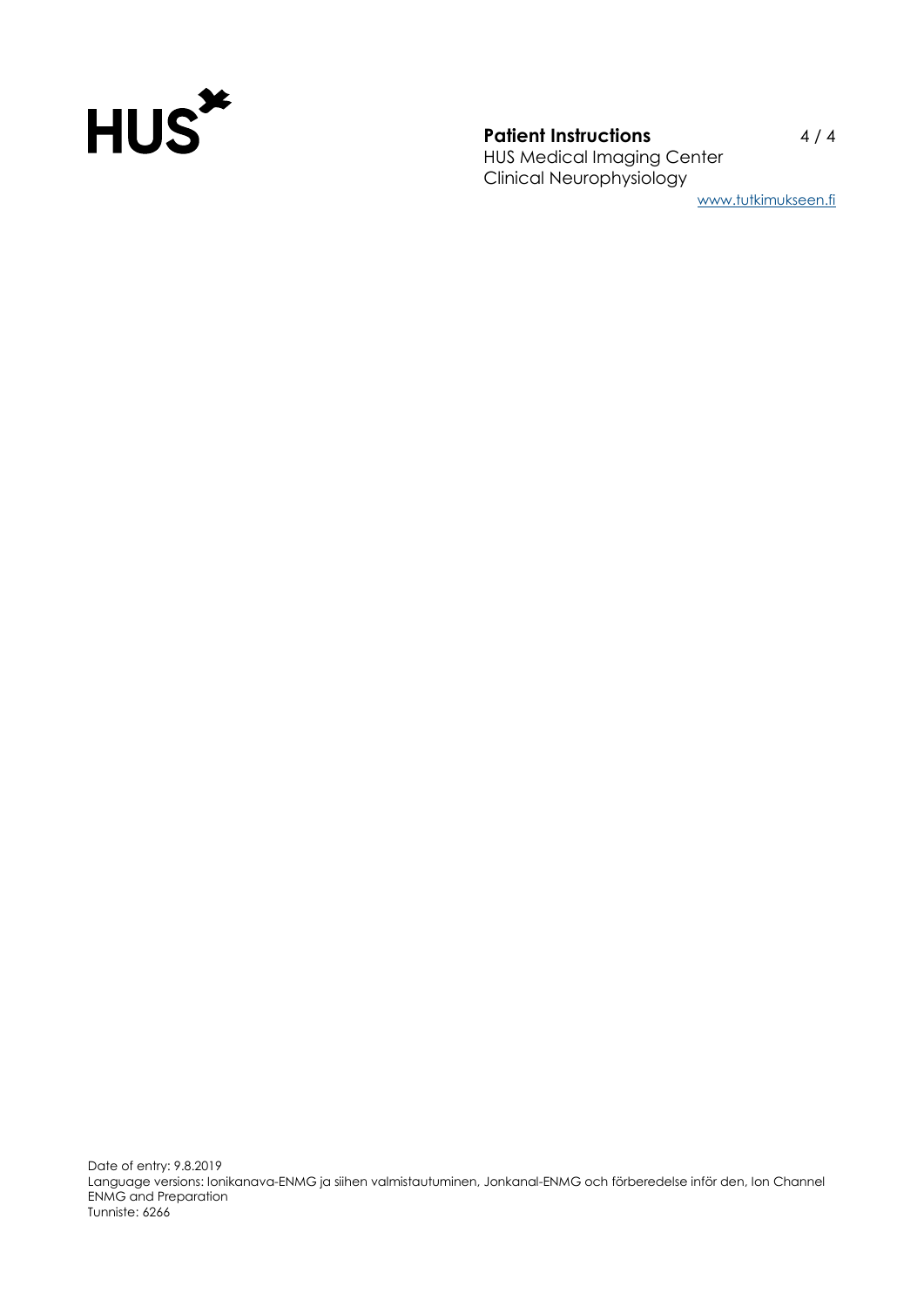Date of entry: 9.8.2019
Language versions: Ionikanava-ENMG ja siihen valmistautuminen, Jonkanal-ENMG och förberedelse inför den, Ion Channel ENMG and Preparation
Tunniste: 6266